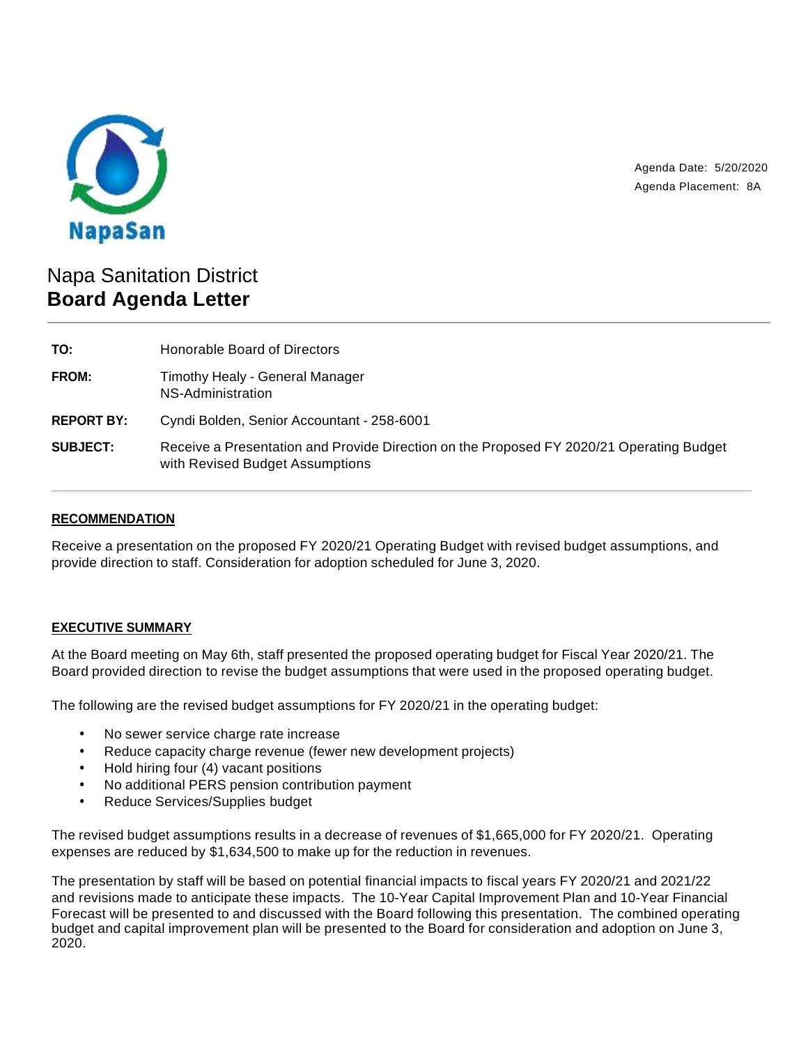Agenda Date: 5/20/2020
Agenda Placement: 8A

# Napa Sanitation District
## Board Agenda Letter

| | |
|---|---|
| **TO:** | Honorable Board of Directors |
| **FROM:** | Timothy Healy - General Manager<br>NS-Administration |
| **REPORT BY:** | Cyndi Bolden, Senior Accountant - 258-6001 |
| **SUBJECT:** | Receive a Presentation and Provide Direction on the Proposed FY 2020/21 Operating Budget with Revised Budget Assumptions |

### RECOMMENDATION

Receive a presentation on the proposed FY 2020/21 Operating Budget with revised budget assumptions, and provide direction to staff. Consideration for adoption scheduled for June 3, 2020.

### EXECUTIVE SUMMARY

At the Board meeting on May 6th, staff presented the proposed operating budget for Fiscal Year 2020/21. The Board provided direction to revise the budget assumptions that were used in the proposed operating budget.

The following are the revised budget assumptions for FY 2020/21 in the operating budget:

- No sewer service charge rate increase
- Reduce capacity charge revenue (fewer new development projects)
- Hold hiring four (4) vacant positions
- No additional PERS pension contribution payment
- Reduce Services/Supplies budget

The revised budget assumptions results in a decrease of revenues of $1,665,000 for FY 2020/21. Operating expenses are reduced by $1,634,500 to make up for the reduction in revenues.

The presentation by staff will be based on potential financial impacts to fiscal years FY 2020/21 and 2021/22 and revisions made to anticipate these impacts. The 10-Year Capital Improvement Plan and 10-Year Financial Forecast will be presented to and discussed with the Board following this presentation. The combined operating budget and capital improvement plan will be presented to the Board for consideration and adoption on June 3, 2020.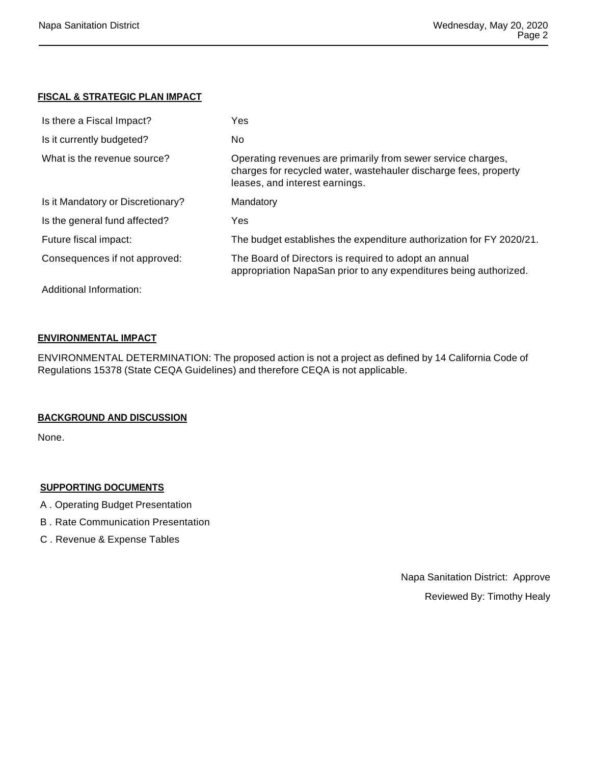## FISCAL & STRATEGIC PLAN IMPACT

| | |
|---|---|
| Is there a Fiscal Impact? | Yes |
| Is it currently budgeted? | No |
| What is the revenue source? | Operating revenues are primarily from sewer service charges, charges for recycled water, wastehauler discharge fees, property leases, and interest earnings. |
| Is it Mandatory or Discretionary? | Mandatory |
| Is the general fund affected? | Yes |
| Future fiscal impact: | The budget establishes the expenditure authorization for FY 2020/21. |
| Consequences if not approved: | The Board of Directors is required to adopt an annual appropriation NapaSan prior to any expenditures being authorized. |
| Additional Information: | |

## ENVIRONMENTAL IMPACT

ENVIRONMENTAL DETERMINATION: The proposed action is not a project as defined by 14 California Code of Regulations 15378 (State CEQA Guidelines) and therefore CEQA is not applicable.

## BACKGROUND AND DISCUSSION

None.

## SUPPORTING DOCUMENTS

A . Operating Budget Presentation

B . Rate Communication Presentation

C . Revenue & Expense Tables

Napa Sanitation District: Approve

Reviewed By: Timothy Healy